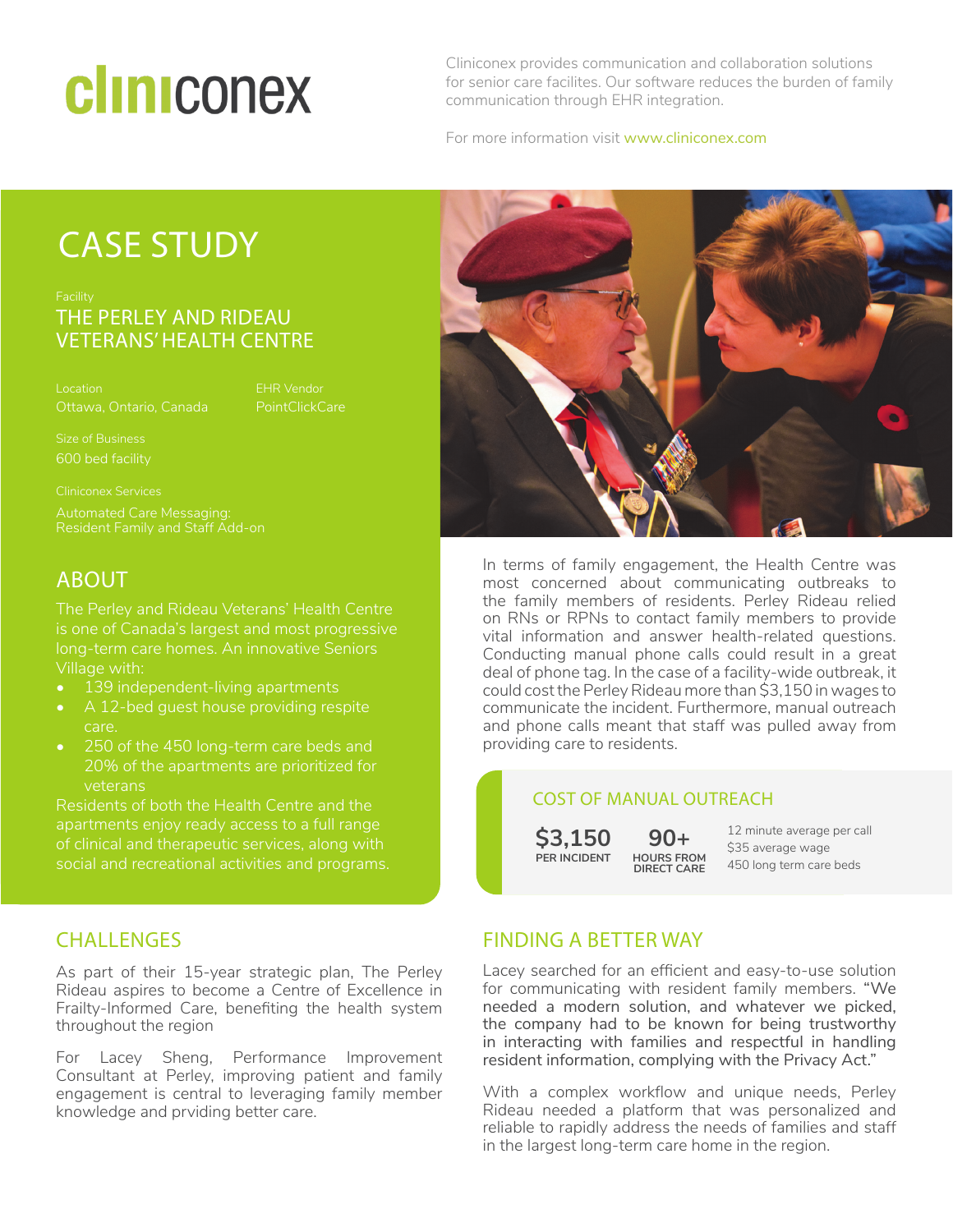# cliniconex

Cliniconex provides communication and collaboration solutions for senior care facilites. Our software reduces the burden of family communication through EHR integration.

For more information visit www.cliniconex.com

## CASE STUDY

Facility
**THE PERLEY AND RIDEAU VETERANS' HEALTH CENTRE**

Location
Ottawa, Ontario, Canada

EHR Vendor
PointClickCare

Size of Business
600 bed facility

Cliniconex Services
Automated Care Messaging: Resident Family and Staff Add-on

## ABOUT

The Perley and Rideau Veterans' Health Centre is one of Canada's largest and most progressive long-term care homes. An innovative Seniors Village with:

- 139 independent-living apartments
- A 12-bed guest house providing respite care.
- 250 of the 450 long-term care beds and 20% of the apartments are prioritized for veterans

Residents of both the Health Centre and the apartments enjoy ready access to a full range of clinical and therapeutic services, along with social and recreational activities and programs.

In terms of family engagement, the Health Centre was most concerned about communicating outbreaks to the family members of residents. Perley Rideau relied on RNs or RPNs to contact family members to provide vital information and answer health-related questions. Conducting manual phone calls could result in a great deal of phone tag. In the case of a facility-wide outbreak, it could cost the Perley Rideau more than $3,150 in wages to communicate the incident. Furthermore, manual outreach and phone calls meant that staff was pulled away from providing care to residents.

### COST OF MANUAL OUTREACH

**$3,150** PER INCIDENT

**90+** HOURS FROM DIRECT CARE

12 minute average per call
$35 average wage
450 long term care beds

## CHALLENGES

As part of their 15-year strategic plan, The Perley Rideau aspires to become a Centre of Excellence in Frailty-Informed Care, benefiting the health system throughout the region

For Lacey Sheng, Performance Improvement Consultant at Perley, improving patient and family engagement is central to leveraging family member knowledge and prviding better care.

## FINDING A BETTER WAY

Lacey searched for an efficient and easy-to-use solution for communicating with resident family members. "We needed a modern solution, and whatever we picked, the company had to be known for being trustworthy in interacting with families and respectful in handling resident information, complying with the Privacy Act."

With a complex workflow and unique needs, Perley Rideau needed a platform that was personalized and reliable to rapidly address the needs of families and staff in the largest long-term care home in the region.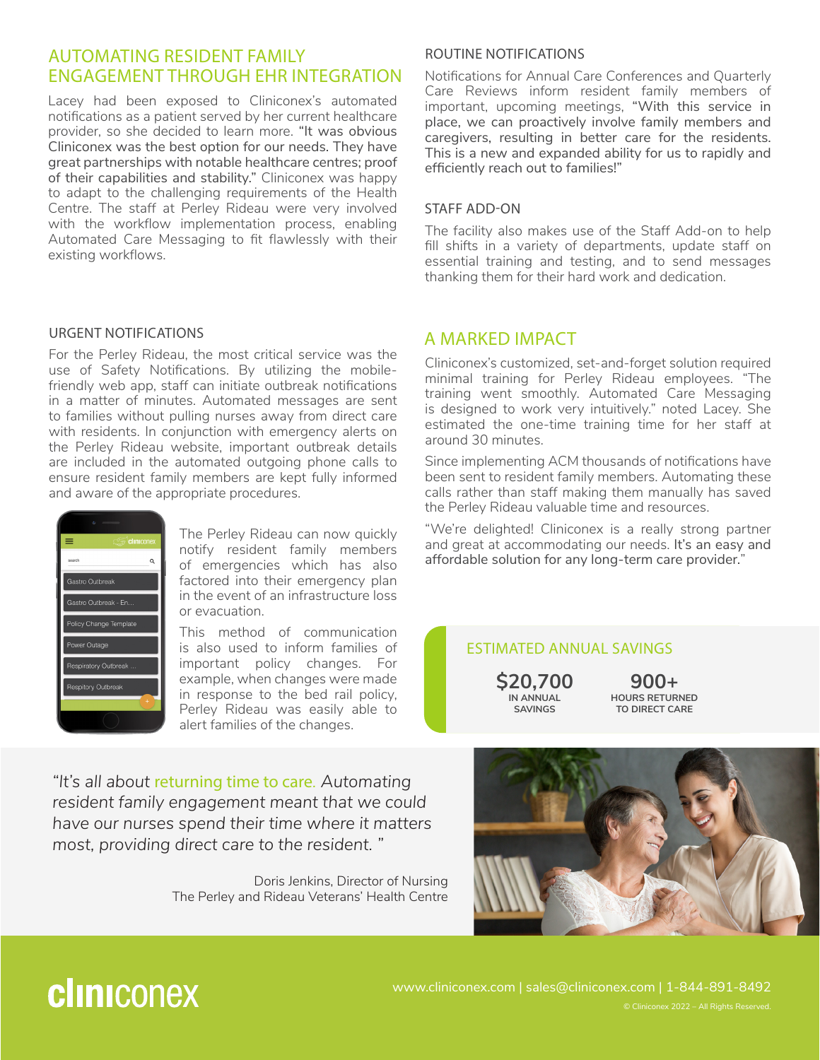## AUTOMATING RESIDENT FAMILY ENGAGEMENT THROUGH EHR INTEGRATION

Lacey had been exposed to Cliniconex's automated notifications as a patient served by her current healthcare provider, so she decided to learn more. "It was obvious Cliniconex was the best option for our needs. They have great partnerships with notable healthcare centres; proof of their capabilities and stability." Cliniconex was happy to adapt to the challenging requirements of the Health Centre. The staff at Perley Rideau were very involved with the workflow implementation process, enabling Automated Care Messaging to fit flawlessly with their existing workflows.

### URGENT NOTIFICATIONS

For the Perley Rideau, the most critical service was the use of Safety Notifications. By utilizing the mobile-friendly web app, staff can initiate outbreak notifications in a matter of minutes. Automated messages are sent to families without pulling nurses away from direct care with residents. In conjunction with emergency alerts on the Perley Rideau website, important outbreak details are included in the automated outgoing phone calls to ensure resident family members are kept fully informed and aware of the appropriate procedures.

The Perley Rideau can now quickly notify resident family members of emergencies which has also factored into their emergency plan in the event of an infrastructure loss or evacuation.

This method of communication is also used to inform families of important policy changes. For example, when changes were made in response to the bed rail policy, Perley Rideau was easily able to alert families of the changes.

### ROUTINE NOTIFICATIONS

Notifications for Annual Care Conferences and Quarterly Care Reviews inform resident family members of important, upcoming meetings, "With this service in place, we can proactively involve family members and caregivers, resulting in better care for the residents. This is a new and expanded ability for us to rapidly and efficiently reach out to families!"

### STAFF ADD-ON

The facility also makes use of the Staff Add-on to help fill shifts in a variety of departments, update staff on essential training and testing, and to send messages thanking them for their hard work and dedication.

## A MARKED IMPACT

Cliniconex's customized, set-and-forget solution required minimal training for Perley Rideau employees. "The training went smoothly. Automated Care Messaging is designed to work very intuitively." noted Lacey. She estimated the one-time training time for her staff at around 30 minutes.

Since implementing ACM thousands of notifications have been sent to resident family members. Automating these calls rather than staff making them manually has saved the Perley Rideau valuable time and resources.

"We're delighted! Cliniconex is a really strong partner and great at accommodating our needs. It's an easy and affordable solution for any long-term care provider."

### ESTIMATED ANNUAL SAVINGS

**$20,700** IN ANNUAL SAVINGS

**900+** HOURS RETURNED TO DIRECT CARE

*"It's all about returning time to care. Automating resident family engagement meant that we could have our nurses spend their time where it matters most, providing direct care to the resident. "*

Doris Jenkins, Director of Nursing
The Perley and Rideau Veterans' Health Centre

cliniconex

www.cliniconex.com | sales@cliniconex.com | 1-844-891-8492

© Cliniconex 2022 – All Rights Reserved.